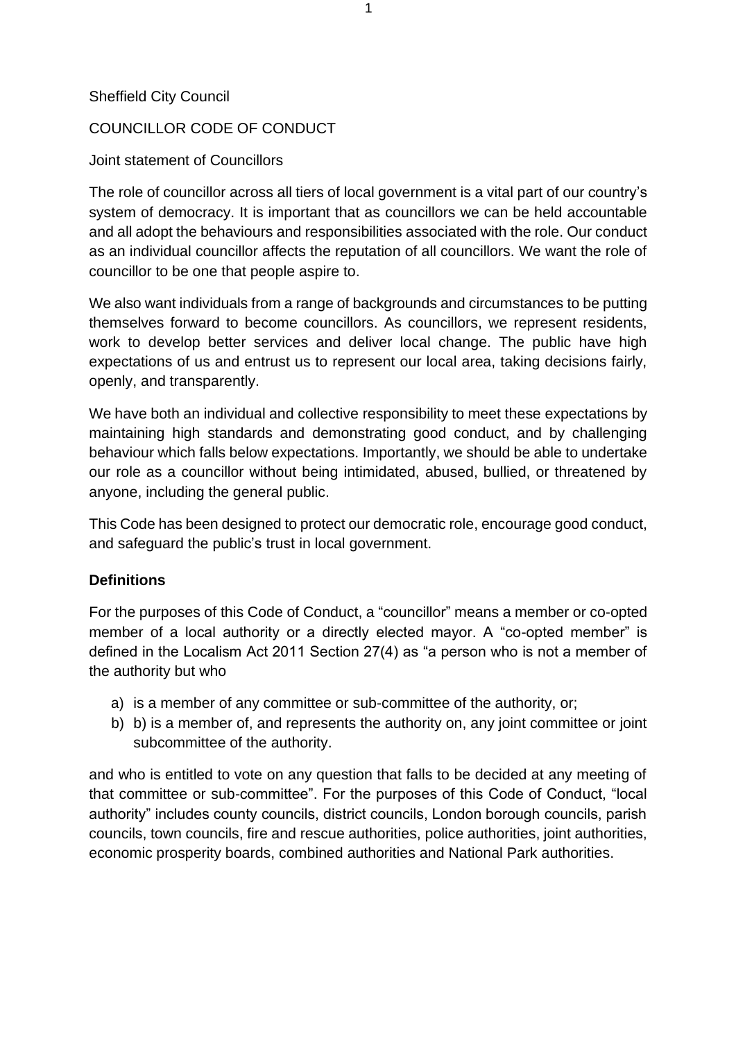Sheffield City Council

COUNCILLOR CODE OF CONDUCT

Joint statement of Councillors

The role of councillor across all tiers of local government is a vital part of our country's system of democracy. It is important that as councillors we can be held accountable and all adopt the behaviours and responsibilities associated with the role. Our conduct as an individual councillor affects the reputation of all councillors. We want the role of councillor to be one that people aspire to.

We also want individuals from a range of backgrounds and circumstances to be putting themselves forward to become councillors. As councillors, we represent residents, work to develop better services and deliver local change. The public have high expectations of us and entrust us to represent our local area, taking decisions fairly, openly, and transparently.

We have both an individual and collective responsibility to meet these expectations by maintaining high standards and demonstrating good conduct, and by challenging behaviour which falls below expectations. Importantly, we should be able to undertake our role as a councillor without being intimidated, abused, bullied, or threatened by anyone, including the general public.

This Code has been designed to protect our democratic role, encourage good conduct, and safeguard the public's trust in local government.

**Definitions**

For the purposes of this Code of Conduct, a "councillor" means a member or co-opted member of a local authority or a directly elected mayor. A "co-opted member" is defined in the Localism Act 2011 Section 27(4) as "a person who is not a member of the authority but who

a) is a member of any committee or sub-committee of the authority, or;
b) b) is a member of, and represents the authority on, any joint committee or joint subcommittee of the authority.

and who is entitled to vote on any question that falls to be decided at any meeting of that committee or sub-committee". For the purposes of this Code of Conduct, "local authority" includes county councils, district councils, London borough councils, parish councils, town councils, fire and rescue authorities, police authorities, joint authorities, economic prosperity boards, combined authorities and National Park authorities.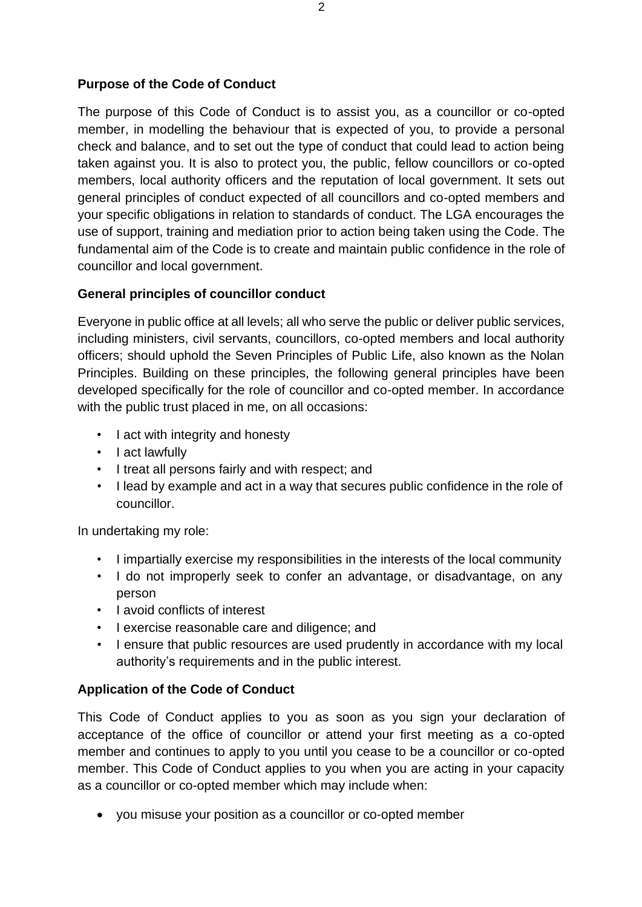**Purpose of the Code of Conduct**

The purpose of this Code of Conduct is to assist you, as a councillor or co-opted member, in modelling the behaviour that is expected of you, to provide a personal check and balance, and to set out the type of conduct that could lead to action being taken against you. It is also to protect you, the public, fellow councillors or co-opted members, local authority officers and the reputation of local government. It sets out general principles of conduct expected of all councillors and co-opted members and your specific obligations in relation to standards of conduct. The LGA encourages the use of support, training and mediation prior to action being taken using the Code. The fundamental aim of the Code is to create and maintain public confidence in the role of councillor and local government.

**General principles of councillor conduct**

Everyone in public office at all levels; all who serve the public or deliver public services, including ministers, civil servants, councillors, co-opted members and local authority officers; should uphold the Seven Principles of Public Life, also known as the Nolan Principles. Building on these principles, the following general principles have been developed specifically for the role of councillor and co-opted member. In accordance with the public trust placed in me, on all occasions:

- I act with integrity and honesty
- I act lawfully
- I treat all persons fairly and with respect; and
- I lead by example and act in a way that secures public confidence in the role of councillor.

In undertaking my role:

- I impartially exercise my responsibilities in the interests of the local community
- I do not improperly seek to confer an advantage, or disadvantage, on any person
- I avoid conflicts of interest
- I exercise reasonable care and diligence; and
- I ensure that public resources are used prudently in accordance with my local authority's requirements and in the public interest.

**Application of the Code of Conduct**

This Code of Conduct applies to you as soon as you sign your declaration of acceptance of the office of councillor or attend your first meeting as a co-opted member and continues to apply to you until you cease to be a councillor or co-opted member. This Code of Conduct applies to you when you are acting in your capacity as a councillor or co-opted member which may include when:

- you misuse your position as a councillor or co-opted member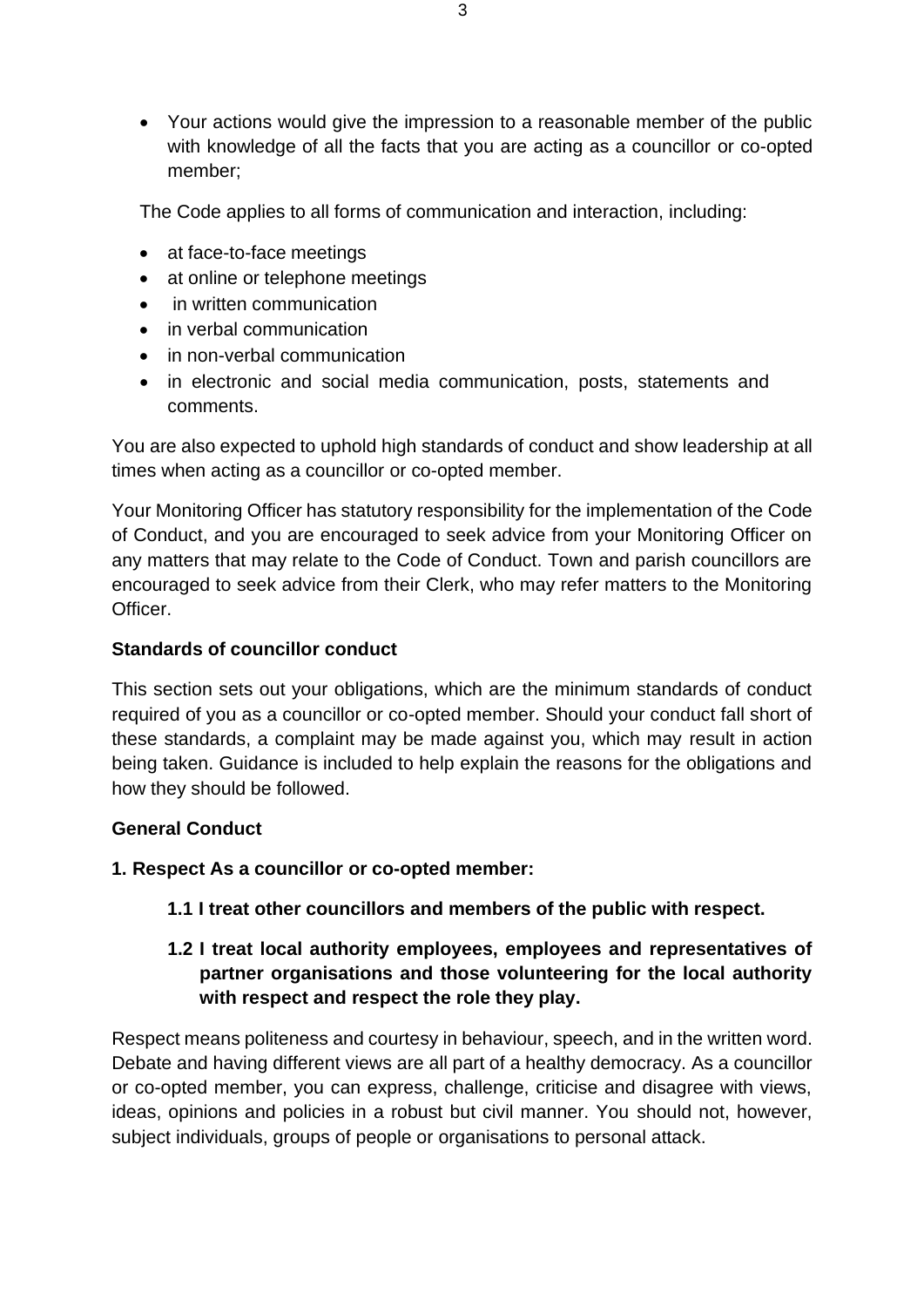- Your actions would give the impression to a reasonable member of the public with knowledge of all the facts that you are acting as a councillor or co-opted member;

The Code applies to all forms of communication and interaction, including:

- at face-to-face meetings
- at online or telephone meetings
- in written communication
- in verbal communication
- in non-verbal communication
- in electronic and social media communication, posts, statements and comments.

You are also expected to uphold high standards of conduct and show leadership at all times when acting as a councillor or co-opted member.

Your Monitoring Officer has statutory responsibility for the implementation of the Code of Conduct, and you are encouraged to seek advice from your Monitoring Officer on any matters that may relate to the Code of Conduct. Town and parish councillors are encouraged to seek advice from their Clerk, who may refer matters to the Monitoring Officer.

**Standards of councillor conduct**

This section sets out your obligations, which are the minimum standards of conduct required of you as a councillor or co-opted member. Should your conduct fall short of these standards, a complaint may be made against you, which may result in action being taken. Guidance is included to help explain the reasons for the obligations and how they should be followed.

**General Conduct**

**1. Respect As a councillor or co-opted member:**

**1.1 I treat other councillors and members of the public with respect.**

**1.2 I treat local authority employees, employees and representatives of partner organisations and those volunteering for the local authority with respect and respect the role they play.**

Respect means politeness and courtesy in behaviour, speech, and in the written word. Debate and having different views are all part of a healthy democracy. As a councillor or co-opted member, you can express, challenge, criticise and disagree with views, ideas, opinions and policies in a robust but civil manner. You should not, however, subject individuals, groups of people or organisations to personal attack.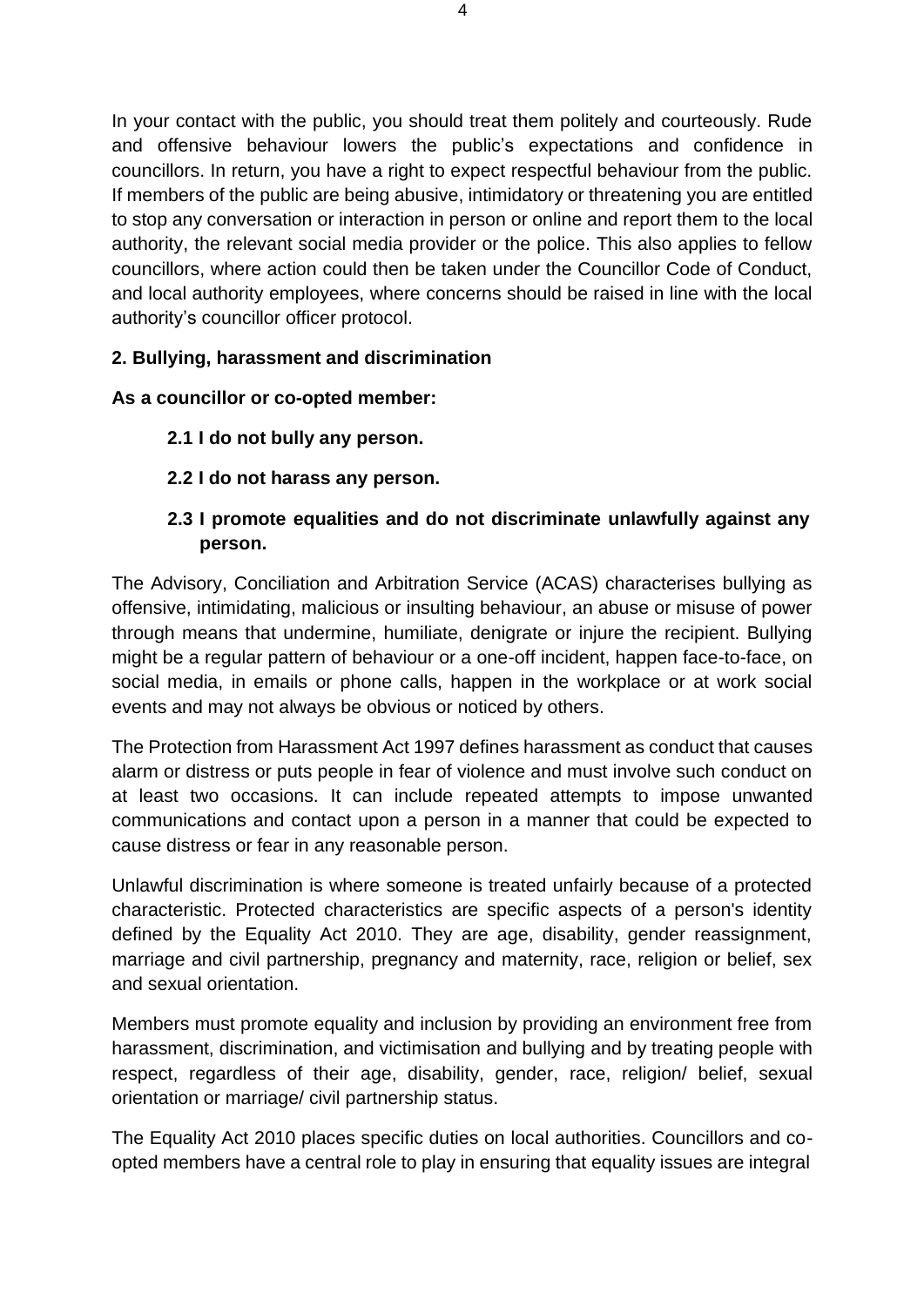In your contact with the public, you should treat them politely and courteously. Rude and offensive behaviour lowers the public's expectations and confidence in councillors. In return, you have a right to expect respectful behaviour from the public. If members of the public are being abusive, intimidatory or threatening you are entitled to stop any conversation or interaction in person or online and report them to the local authority, the relevant social media provider or the police. This also applies to fellow councillors, where action could then be taken under the Councillor Code of Conduct, and local authority employees, where concerns should be raised in line with the local authority's councillor officer protocol.

**2. Bullying, harassment and discrimination**

**As a councillor or co-opted member:**

> **2.1 I do not bully any person.**
>
> **2.2 I do not harass any person.**
>
> **2.3 I promote equalities and do not discriminate unlawfully against any person.**

The Advisory, Conciliation and Arbitration Service (ACAS) characterises bullying as offensive, intimidating, malicious or insulting behaviour, an abuse or misuse of power through means that undermine, humiliate, denigrate or injure the recipient. Bullying might be a regular pattern of behaviour or a one-off incident, happen face-to-face, on social media, in emails or phone calls, happen in the workplace or at work social events and may not always be obvious or noticed by others.

The Protection from Harassment Act 1997 defines harassment as conduct that causes alarm or distress or puts people in fear of violence and must involve such conduct on at least two occasions. It can include repeated attempts to impose unwanted communications and contact upon a person in a manner that could be expected to cause distress or fear in any reasonable person.

Unlawful discrimination is where someone is treated unfairly because of a protected characteristic. Protected characteristics are specific aspects of a person's identity defined by the Equality Act 2010. They are age, disability, gender reassignment, marriage and civil partnership, pregnancy and maternity, race, religion or belief, sex and sexual orientation.

Members must promote equality and inclusion by providing an environment free from harassment, discrimination, and victimisation and bullying and by treating people with respect, regardless of their age, disability, gender, race, religion/ belief, sexual orientation or marriage/ civil partnership status.

The Equality Act 2010 places specific duties on local authorities. Councillors and co-opted members have a central role to play in ensuring that equality issues are integral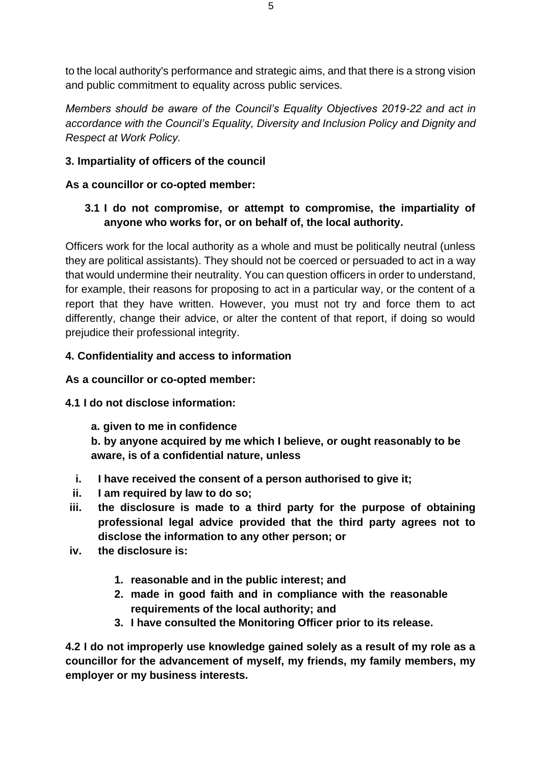to the local authority's performance and strategic aims, and that there is a strong vision and public commitment to equality across public services.

*Members should be aware of the Council's Equality Objectives 2019-22 and act in accordance with the Council's Equality, Diversity and Inclusion Policy and Dignity and Respect at Work Policy.*

**3. Impartiality of officers of the council**

**As a councillor or co-opted member:**

**3.1 I do not compromise, or attempt to compromise, the impartiality of anyone who works for, or on behalf of, the local authority.**

Officers work for the local authority as a whole and must be politically neutral (unless they are political assistants). They should not be coerced or persuaded to act in a way that would undermine their neutrality. You can question officers in order to understand, for example, their reasons for proposing to act in a particular way, or the content of a report that they have written. However, you must not try and force them to act differently, change their advice, or alter the content of that report, if doing so would prejudice their professional integrity.

**4. Confidentiality and access to information**

**As a councillor or co-opted member:**

**4.1 I do not disclose information:**

**a. given to me in confidence**
**b. by anyone acquired by me which I believe, or ought reasonably to be aware, is of a confidential nature, unless**

i. **I have received the consent of a person authorised to give it;**
ii. **I am required by law to do so;**
iii. **the disclosure is made to a third party for the purpose of obtaining professional legal advice provided that the third party agrees not to disclose the information to any other person; or**
iv. **the disclosure is:**
   1. **reasonable and in the public interest; and**
   2. **made in good faith and in compliance with the reasonable requirements of the local authority; and**
   3. **I have consulted the Monitoring Officer prior to its release.**

**4.2 I do not improperly use knowledge gained solely as a result of my role as a councillor for the advancement of myself, my friends, my family members, my employer or my business interests.**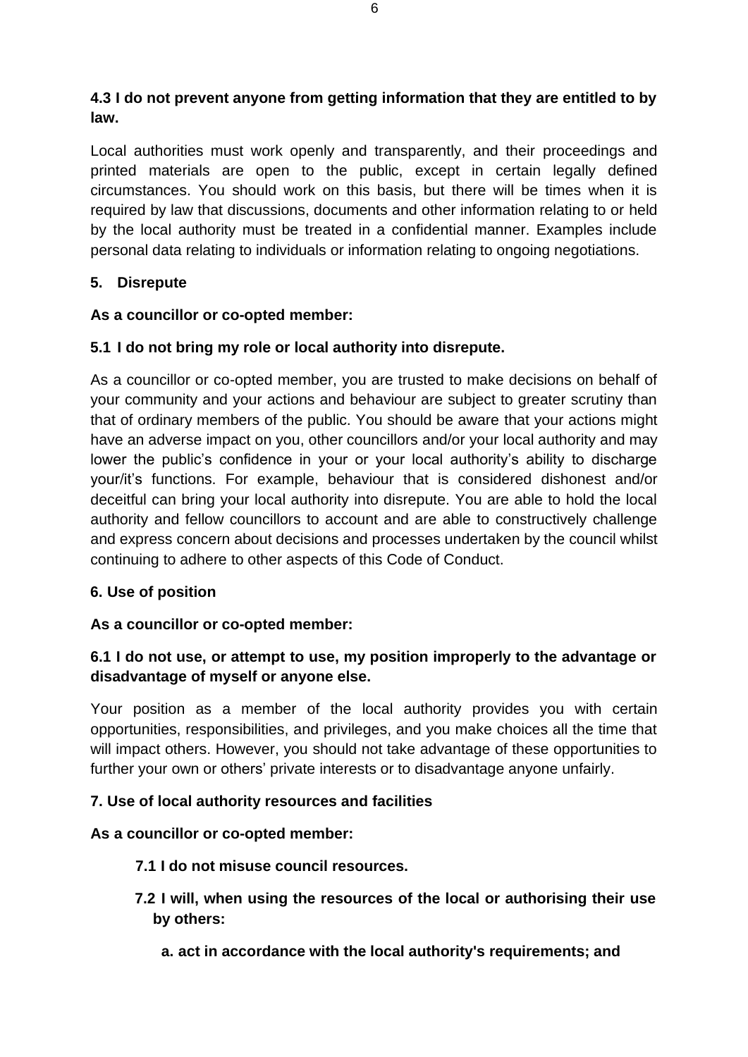**4.3 I do not prevent anyone from getting information that they are entitled to by law.**

Local authorities must work openly and transparently, and their proceedings and printed materials are open to the public, except in certain legally defined circumstances. You should work on this basis, but there will be times when it is required by law that discussions, documents and other information relating to or held by the local authority must be treated in a confidential manner. Examples include personal data relating to individuals or information relating to ongoing negotiations.

## 5. Disrepute

**As a councillor or co-opted member:**

**5.1 I do not bring my role or local authority into disrepute.**

As a councillor or co-opted member, you are trusted to make decisions on behalf of your community and your actions and behaviour are subject to greater scrutiny than that of ordinary members of the public. You should be aware that your actions might have an adverse impact on you, other councillors and/or your local authority and may lower the public's confidence in your or your local authority's ability to discharge your/it's functions. For example, behaviour that is considered dishonest and/or deceitful can bring your local authority into disrepute. You are able to hold the local authority and fellow councillors to account and are able to constructively challenge and express concern about decisions and processes undertaken by the council whilst continuing to adhere to other aspects of this Code of Conduct.

## 6. Use of position

**As a councillor or co-opted member:**

**6.1 I do not use, or attempt to use, my position improperly to the advantage or disadvantage of myself or anyone else.**

Your position as a member of the local authority provides you with certain opportunities, responsibilities, and privileges, and you make choices all the time that will impact others. However, you should not take advantage of these opportunities to further your own or others' private interests or to disadvantage anyone unfairly.

## 7. Use of local authority resources and facilities

**As a councillor or co-opted member:**

**7.1 I do not misuse council resources.**

**7.2 I will, when using the resources of the local or authorising their use by others:**

**a. act in accordance with the local authority's requirements; and**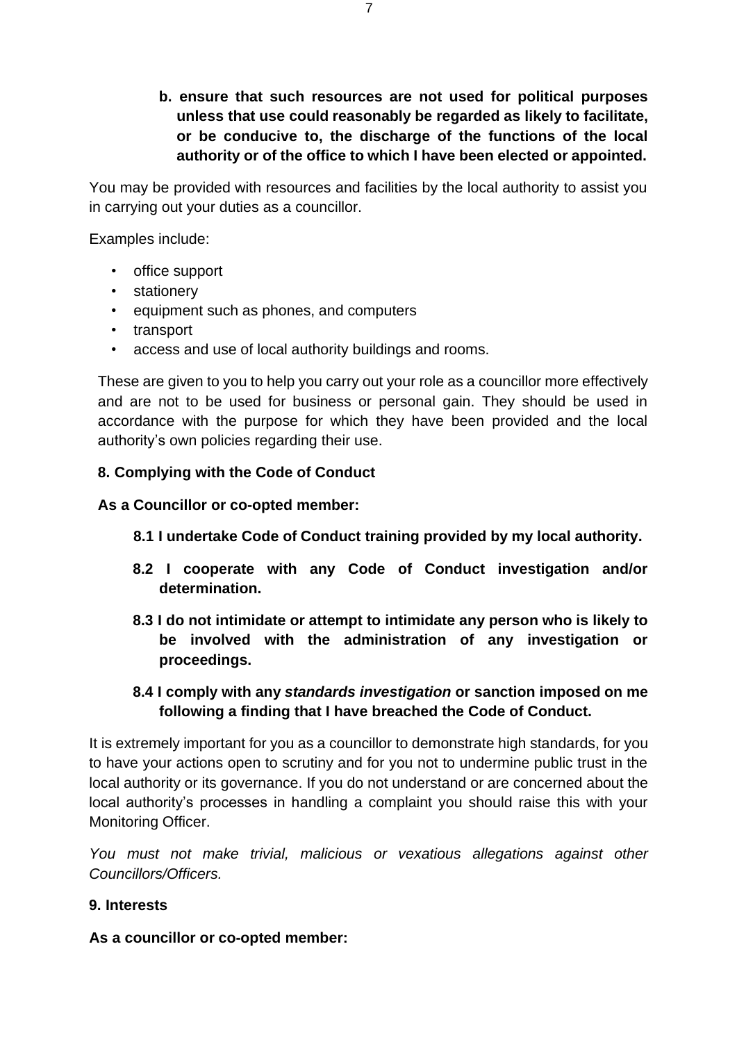**b. ensure that such resources are not used for political purposes unless that use could reasonably be regarded as likely to facilitate, or be conducive to, the discharge of the functions of the local authority or of the office to which I have been elected or appointed.**

You may be provided with resources and facilities by the local authority to assist you in carrying out your duties as a councillor.

Examples include:

- office support
- stationery
- equipment such as phones, and computers
- transport
- access and use of local authority buildings and rooms.

These are given to you to help you carry out your role as a councillor more effectively and are not to be used for business or personal gain. They should be used in accordance with the purpose for which they have been provided and the local authority's own policies regarding their use.

**8. Complying with the Code of Conduct**

**As a Councillor or co-opted member:**

**8.1 I undertake Code of Conduct training provided by my local authority.**

**8.2 I cooperate with any Code of Conduct investigation and/or determination.**

**8.3 I do not intimidate or attempt to intimidate any person who is likely to be involved with the administration of any investigation or proceedings.**

**8.4 I comply with any *standards investigation* or sanction imposed on me following a finding that I have breached the Code of Conduct.**

It is extremely important for you as a councillor to demonstrate high standards, for you to have your actions open to scrutiny and for you not to undermine public trust in the local authority or its governance. If you do not understand or are concerned about the local authority's processes in handling a complaint you should raise this with your Monitoring Officer.

*You must not make trivial, malicious or vexatious allegations against other Councillors/Officers.*

**9. Interests**

**As a councillor or co-opted member:**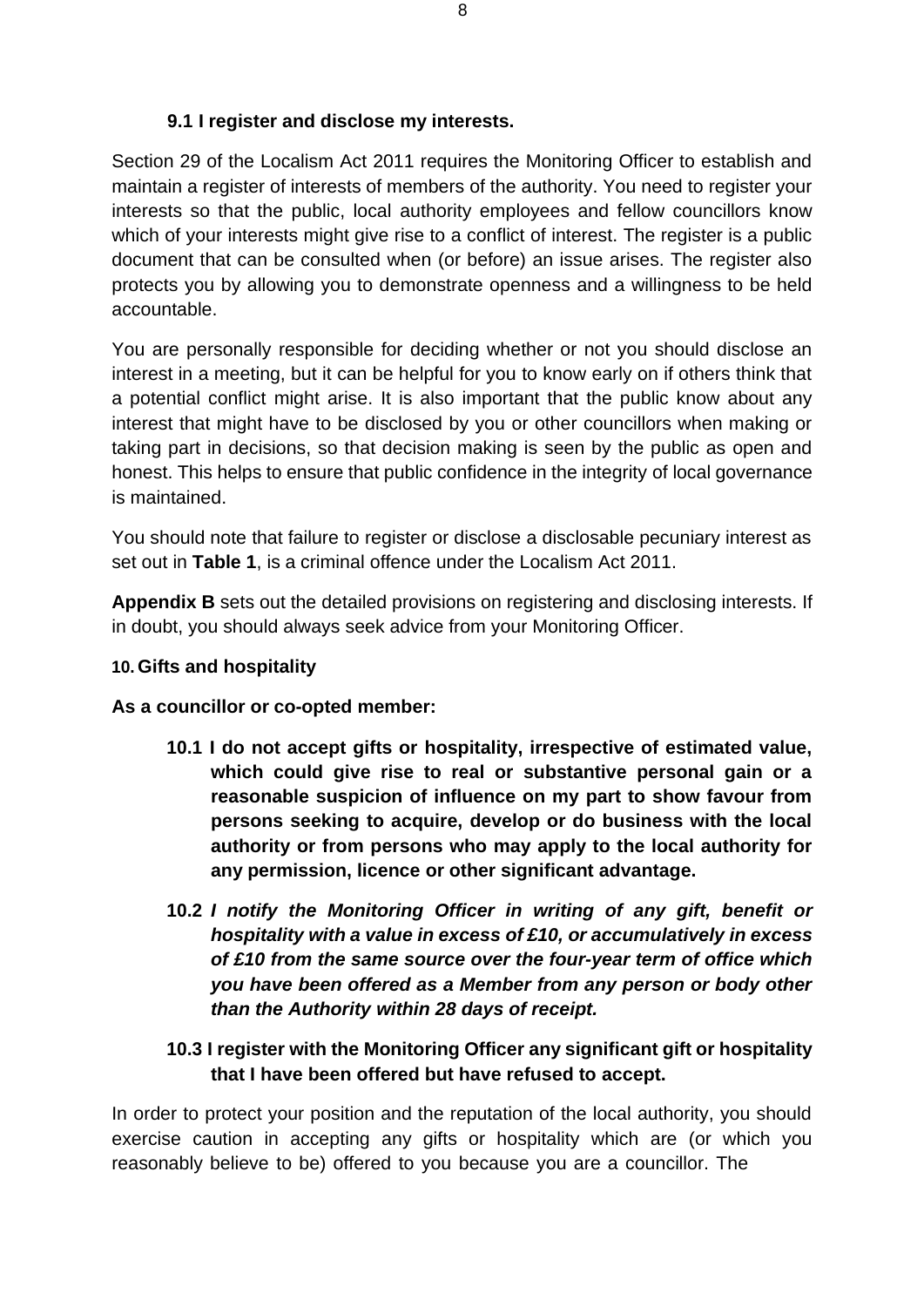**9.1 I register and disclose my interests.**

Section 29 of the Localism Act 2011 requires the Monitoring Officer to establish and maintain a register of interests of members of the authority. You need to register your interests so that the public, local authority employees and fellow councillors know which of your interests might give rise to a conflict of interest. The register is a public document that can be consulted when (or before) an issue arises. The register also protects you by allowing you to demonstrate openness and a willingness to be held accountable.

You are personally responsible for deciding whether or not you should disclose an interest in a meeting, but it can be helpful for you to know early on if others think that a potential conflict might arise. It is also important that the public know about any interest that might have to be disclosed by you or other councillors when making or taking part in decisions, so that decision making is seen by the public as open and honest. This helps to ensure that public confidence in the integrity of local governance is maintained.

You should note that failure to register or disclose a disclosable pecuniary interest as set out in **Table 1**, is a criminal offence under the Localism Act 2011.

**Appendix B** sets out the detailed provisions on registering and disclosing interests. If in doubt, you should always seek advice from your Monitoring Officer.

## 10. Gifts and hospitality

**As a councillor or co-opted member:**

**10.1 I do not accept gifts or hospitality, irrespective of estimated value, which could give rise to real or substantive personal gain or a reasonable suspicion of influence on my part to show favour from persons seeking to acquire, develop or do business with the local authority or from persons who may apply to the local authority for any permission, licence or other significant advantage.**

**10.2** ***I notify the Monitoring Officer in writing of any gift, benefit or hospitality with a value in excess of £10, or accumulatively in excess of £10 from the same source over the four-year term of office which you have been offered as a Member from any person or body other than the Authority within 28 days of receipt.***

**10.3 I register with the Monitoring Officer any significant gift or hospitality that I have been offered but have refused to accept.**

In order to protect your position and the reputation of the local authority, you should exercise caution in accepting any gifts or hospitality which are (or which you reasonably believe to be) offered to you because you are a councillor. The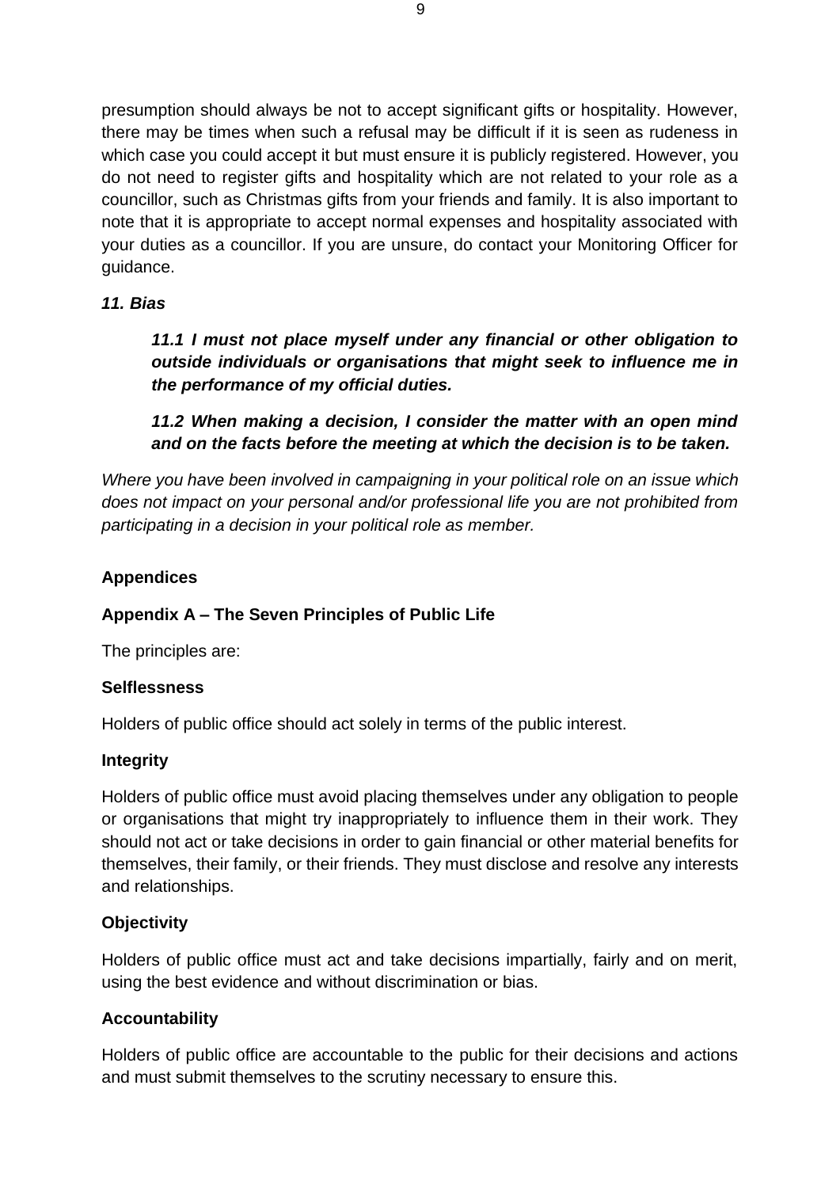presumption should always be not to accept significant gifts or hospitality. However, there may be times when such a refusal may be difficult if it is seen as rudeness in which case you could accept it but must ensure it is publicly registered. However, you do not need to register gifts and hospitality which are not related to your role as a councillor, such as Christmas gifts from your friends and family. It is also important to note that it is appropriate to accept normal expenses and hospitality associated with your duties as a councillor. If you are unsure, do contact your Monitoring Officer for guidance.

***11. Bias***

> ***11.1 I must not place myself under any financial or other obligation to outside individuals or organisations that might seek to influence me in the performance of my official duties.***
>
> ***11.2 When making a decision, I consider the matter with an open mind and on the facts before the meeting at which the decision is to be taken.***

*Where you have been involved in campaigning in your political role on an issue which does not impact on your personal and/or professional life you are not prohibited from participating in a decision in your political role as member.*

## Appendices

### Appendix A – The Seven Principles of Public Life

The principles are:

**Selflessness**

Holders of public office should act solely in terms of the public interest.

**Integrity**

Holders of public office must avoid placing themselves under any obligation to people or organisations that might try inappropriately to influence them in their work. They should not act or take decisions in order to gain financial or other material benefits for themselves, their family, or their friends. They must disclose and resolve any interests and relationships.

**Objectivity**

Holders of public office must act and take decisions impartially, fairly and on merit, using the best evidence and without discrimination or bias.

**Accountability**

Holders of public office are accountable to the public for their decisions and actions and must submit themselves to the scrutiny necessary to ensure this.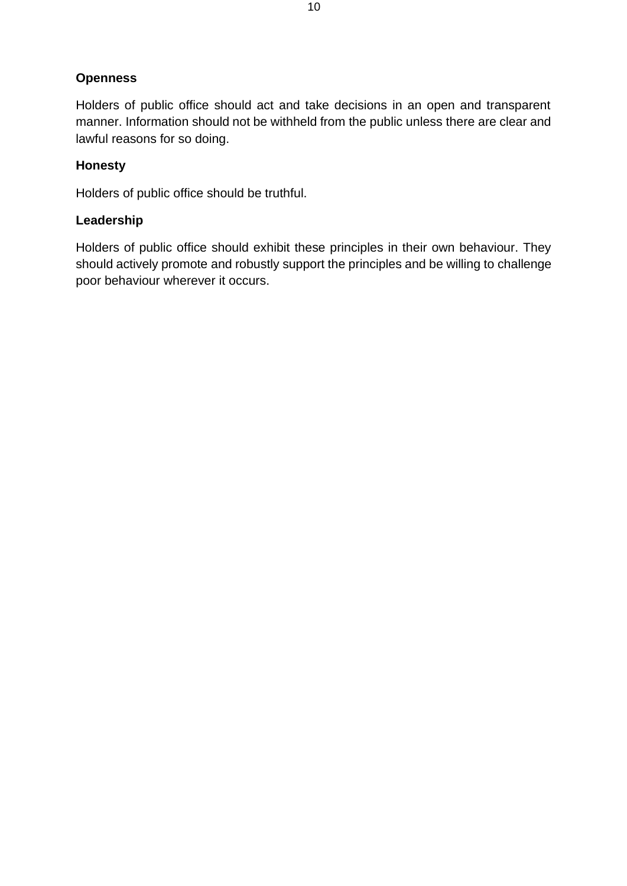**Openness**

Holders of public office should act and take decisions in an open and transparent manner. Information should not be withheld from the public unless there are clear and lawful reasons for so doing.

**Honesty**

Holders of public office should be truthful.

**Leadership**

Holders of public office should exhibit these principles in their own behaviour. They should actively promote and robustly support the principles and be willing to challenge poor behaviour wherever it occurs.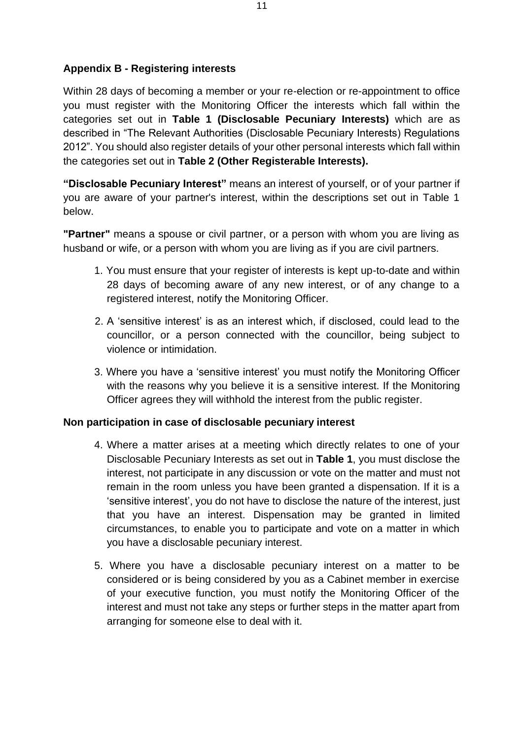## Appendix B - Registering interests

Within 28 days of becoming a member or your re-election or re-appointment to office you must register with the Monitoring Officer the interests which fall within the categories set out in **Table 1 (Disclosable Pecuniary Interests)** which are as described in "The Relevant Authorities (Disclosable Pecuniary Interests) Regulations 2012". You should also register details of your other personal interests which fall within the categories set out in **Table 2 (Other Registerable Interests).**

**"Disclosable Pecuniary Interest"** means an interest of yourself, or of your partner if you are aware of your partner's interest, within the descriptions set out in Table 1 below.

**"Partner"** means a spouse or civil partner, or a person with whom you are living as husband or wife, or a person with whom you are living as if you are civil partners.

1. You must ensure that your register of interests is kept up-to-date and within 28 days of becoming aware of any new interest, or of any change to a registered interest, notify the Monitoring Officer.
2. A 'sensitive interest' is as an interest which, if disclosed, could lead to the councillor, or a person connected with the councillor, being subject to violence or intimidation.
3. Where you have a 'sensitive interest' you must notify the Monitoring Officer with the reasons why you believe it is a sensitive interest. If the Monitoring Officer agrees they will withhold the interest from the public register.

### Non participation in case of disclosable pecuniary interest

4. Where a matter arises at a meeting which directly relates to one of your Disclosable Pecuniary Interests as set out in **Table 1**, you must disclose the interest, not participate in any discussion or vote on the matter and must not remain in the room unless you have been granted a dispensation. If it is a 'sensitive interest', you do not have to disclose the nature of the interest, just that you have an interest. Dispensation may be granted in limited circumstances, to enable you to participate and vote on a matter in which you have a disclosable pecuniary interest.
5. Where you have a disclosable pecuniary interest on a matter to be considered or is being considered by you as a Cabinet member in exercise of your executive function, you must notify the Monitoring Officer of the interest and must not take any steps or further steps in the matter apart from arranging for someone else to deal with it.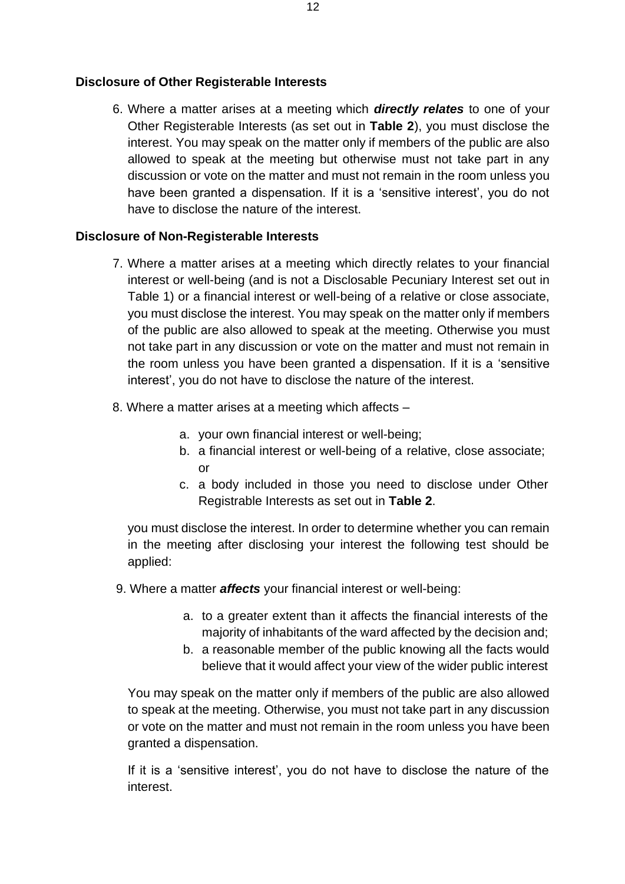**Disclosure of Other Registerable Interests**

6. Where a matter arises at a meeting which ***directly relates*** to one of your Other Registerable Interests (as set out in **Table 2**), you must disclose the interest. You may speak on the matter only if members of the public are also allowed to speak at the meeting but otherwise must not take part in any discussion or vote on the matter and must not remain in the room unless you have been granted a dispensation. If it is a 'sensitive interest', you do not have to disclose the nature of the interest.

**Disclosure of Non-Registerable Interests**

7. Where a matter arises at a meeting which directly relates to your financial interest or well-being (and is not a Disclosable Pecuniary Interest set out in Table 1) or a financial interest or well-being of a relative or close associate, you must disclose the interest. You may speak on the matter only if members of the public are also allowed to speak at the meeting. Otherwise you must not take part in any discussion or vote on the matter and must not remain in the room unless you have been granted a dispensation. If it is a 'sensitive interest', you do not have to disclose the nature of the interest.

8. Where a matter arises at a meeting which affects –

    a. your own financial interest or well-being;
    b. a financial interest or well-being of a relative, close associate; or
    c. a body included in those you need to disclose under Other Registrable Interests as set out in **Table 2**.

    you must disclose the interest. In order to determine whether you can remain in the meeting after disclosing your interest the following test should be applied:

9. Where a matter ***affects*** your financial interest or well-being:

    a. to a greater extent than it affects the financial interests of the majority of inhabitants of the ward affected by the decision and;
    b. a reasonable member of the public knowing all the facts would believe that it would affect your view of the wider public interest

    You may speak on the matter only if members of the public are also allowed to speak at the meeting. Otherwise, you must not take part in any discussion or vote on the matter and must not remain in the room unless you have been granted a dispensation.

    If it is a 'sensitive interest', you do not have to disclose the nature of the interest.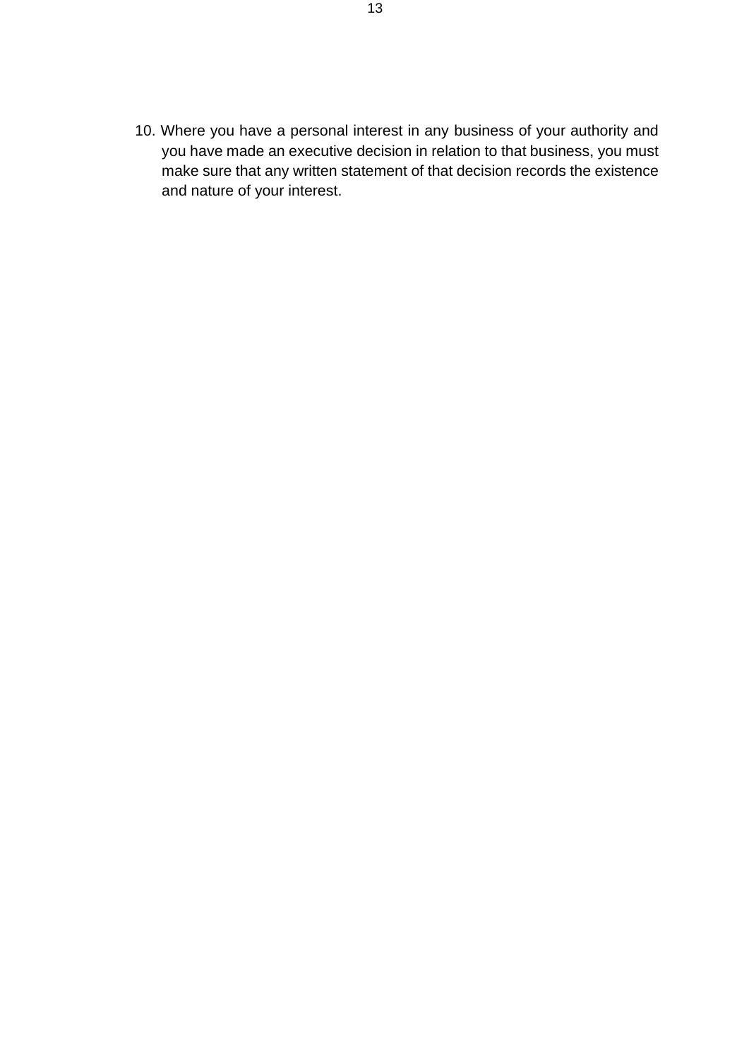10. Where you have a personal interest in any business of your authority and you have made an executive decision in relation to that business, you must make sure that any written statement of that decision records the existence and nature of your interest.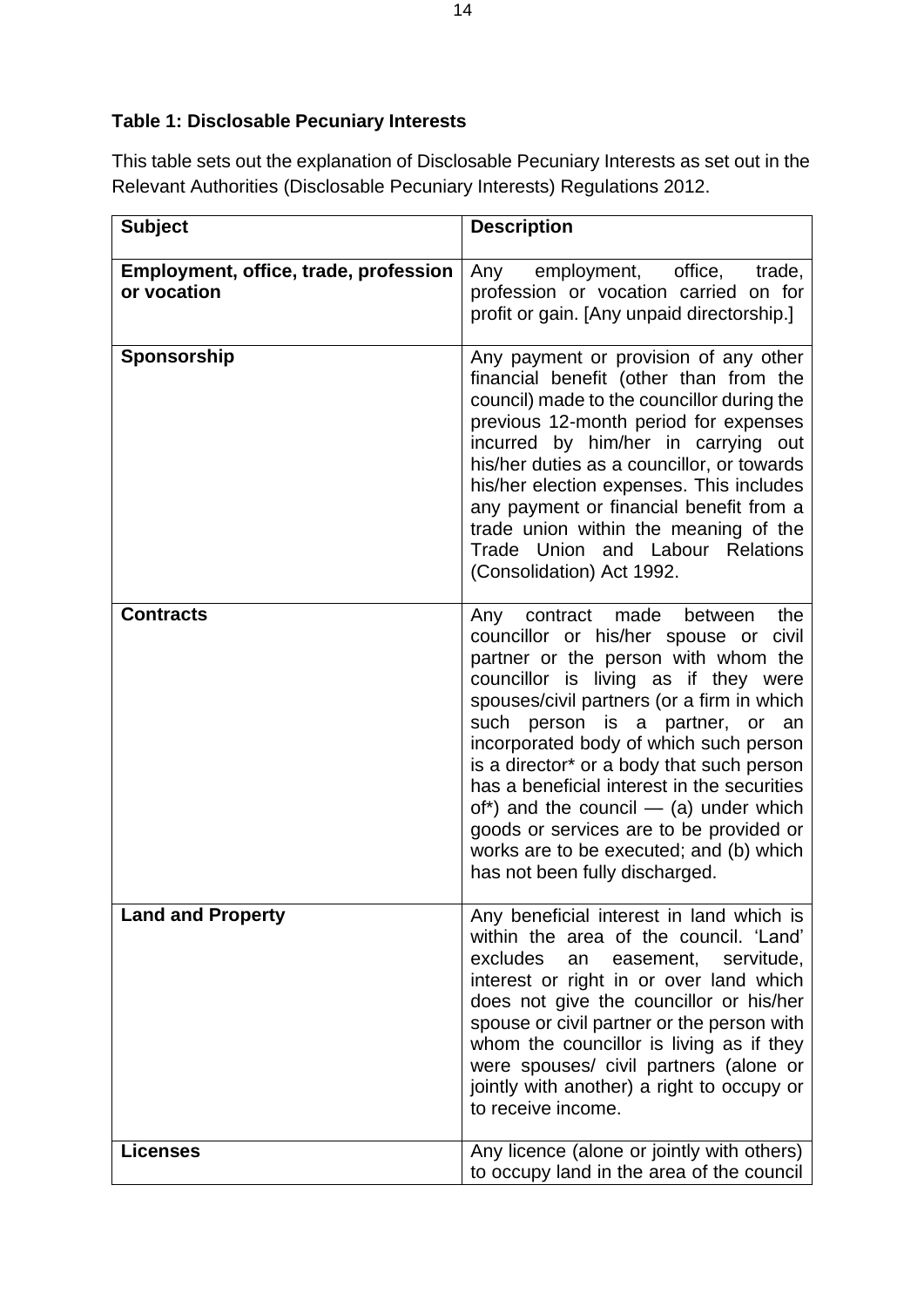**Table 1: Disclosable Pecuniary Interests**

This table sets out the explanation of Disclosable Pecuniary Interests as set out in the Relevant Authorities (Disclosable Pecuniary Interests) Regulations 2012.

| Subject | Description |
|---|---|
| **Employment, office, trade, profession or vocation** | Any employment, office, trade, profession or vocation carried on for profit or gain. [Any unpaid directorship.] |
| **Sponsorship** | Any payment or provision of any other financial benefit (other than from the council) made to the councillor during the previous 12-month period for expenses incurred by him/her in carrying out his/her duties as a councillor, or towards his/her election expenses. This includes any payment or financial benefit from a trade union within the meaning of the Trade Union and Labour Relations (Consolidation) Act 1992. |
| **Contracts** | Any contract made between the councillor or his/her spouse or civil partner or the person with whom the councillor is living as if they were spouses/civil partners (or a firm in which such person is a partner, or an incorporated body of which such person is a director* or a body that such person has a beneficial interest in the securities of*) and the council — (a) under which goods or services are to be provided or works are to be executed; and (b) which has not been fully discharged. |
| **Land and Property** | Any beneficial interest in land which is within the area of the council. 'Land' excludes an easement, servitude, interest or right in or over land which does not give the councillor or his/her spouse or civil partner or the person with whom the councillor is living as if they were spouses/ civil partners (alone or jointly with another) a right to occupy or to receive income. |
| **Licenses** | Any licence (alone or jointly with others) to occupy land in the area of the council |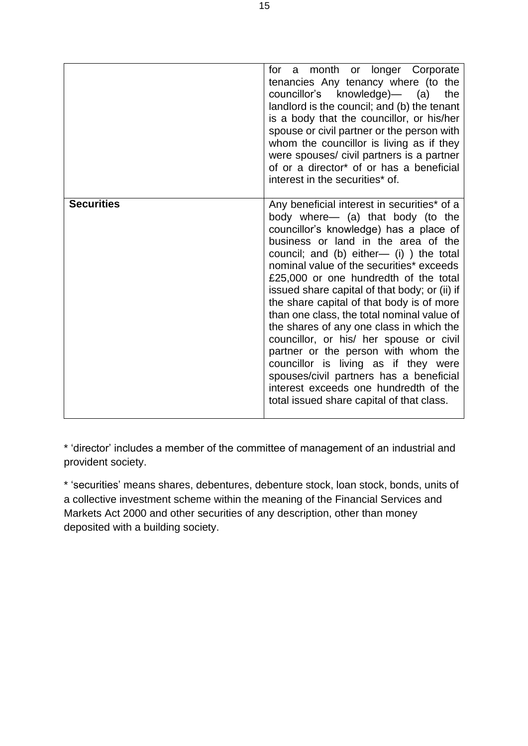| | |
|---|---|
| | for a month or longer Corporate tenancies Any tenancy where (to the councillor's knowledge)— (a) the landlord is the council; and (b) the tenant is a body that the councillor, or his/her spouse or civil partner or the person with whom the councillor is living as if they were spouses/ civil partners is a partner of or a director* of or has a beneficial interest in the securities* of. |
| **Securities** | Any beneficial interest in securities* of a body where— (a) that body (to the councillor's knowledge) has a place of business or land in the area of the council; and (b) either— (i) ) the total nominal value of the securities* exceeds £25,000 or one hundredth of the total issued share capital of that body; or (ii) if the share capital of that body is of more than one class, the total nominal value of the shares of any one class in which the councillor, or his/ her spouse or civil partner or the person with whom the councillor is living as if they were spouses/civil partners has a beneficial interest exceeds one hundredth of the total issued share capital of that class. |

* 'director' includes a member of the committee of management of an industrial and provident society.

* 'securities' means shares, debentures, debenture stock, loan stock, bonds, units of a collective investment scheme within the meaning of the Financial Services and Markets Act 2000 and other securities of any description, other than money deposited with a building society.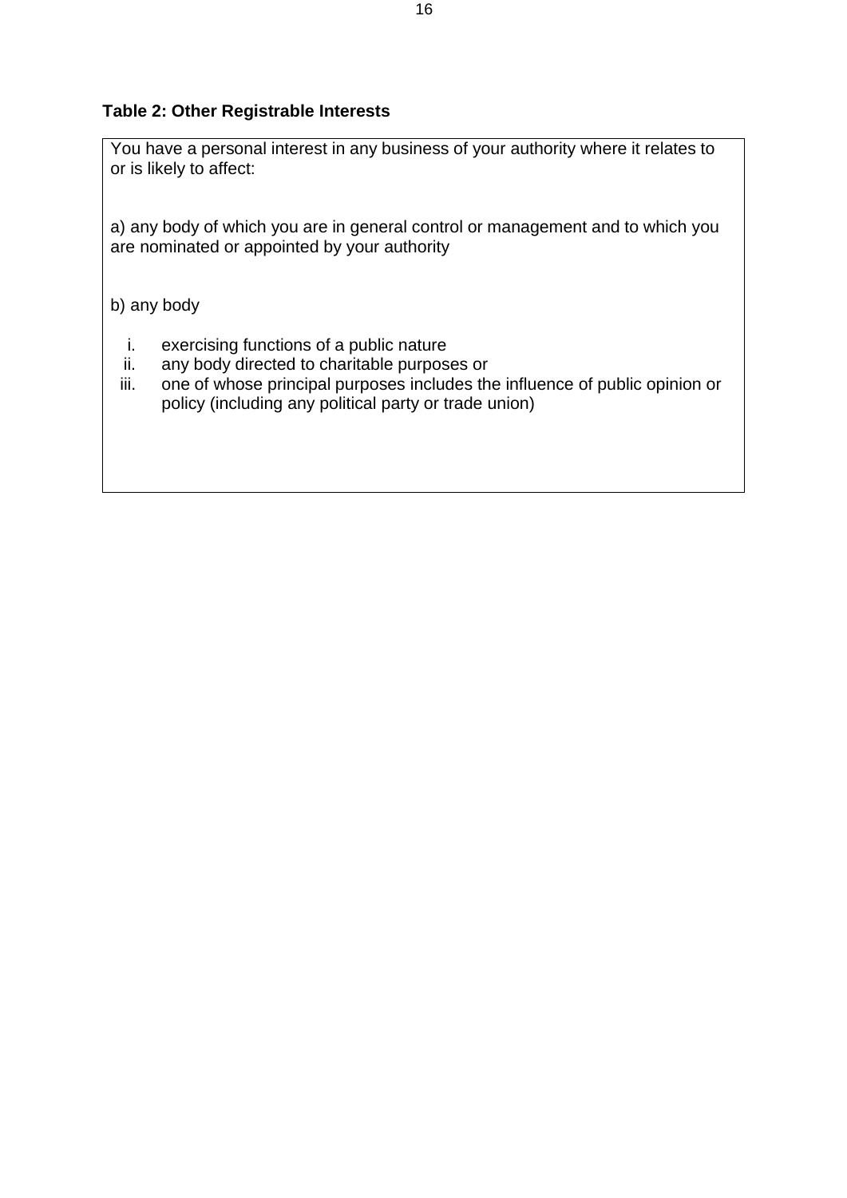**Table 2: Other Registrable Interests**

You have a personal interest in any business of your authority where it relates to or is likely to affect:

a) any body of which you are in general control or management and to which you are nominated or appointed by your authority

b) any body

i. exercising functions of a public nature
ii. any body directed to charitable purposes or
iii. one of whose principal purposes includes the influence of public opinion or policy (including any political party or trade union)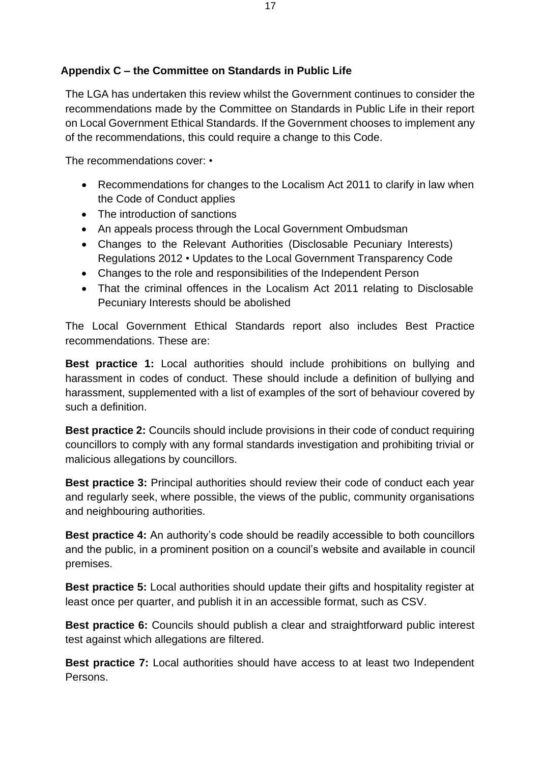## Appendix C – the Committee on Standards in Public Life

The LGA has undertaken this review whilst the Government continues to consider the recommendations made by the Committee on Standards in Public Life in their report on Local Government Ethical Standards. If the Government chooses to implement any of the recommendations, this could require a change to this Code.

The recommendations cover: •

- Recommendations for changes to the Localism Act 2011 to clarify in law when the Code of Conduct applies
- The introduction of sanctions
- An appeals process through the Local Government Ombudsman
- Changes to the Relevant Authorities (Disclosable Pecuniary Interests) Regulations 2012 • Updates to the Local Government Transparency Code
- Changes to the role and responsibilities of the Independent Person
- That the criminal offences in the Localism Act 2011 relating to Disclosable Pecuniary Interests should be abolished

The Local Government Ethical Standards report also includes Best Practice recommendations. These are:

**Best practice 1:** Local authorities should include prohibitions on bullying and harassment in codes of conduct. These should include a definition of bullying and harassment, supplemented with a list of examples of the sort of behaviour covered by such a definition.

**Best practice 2:** Councils should include provisions in their code of conduct requiring councillors to comply with any formal standards investigation and prohibiting trivial or malicious allegations by councillors.

**Best practice 3:** Principal authorities should review their code of conduct each year and regularly seek, where possible, the views of the public, community organisations and neighbouring authorities.

**Best practice 4:** An authority's code should be readily accessible to both councillors and the public, in a prominent position on a council's website and available in council premises.

**Best practice 5:** Local authorities should update their gifts and hospitality register at least once per quarter, and publish it in an accessible format, such as CSV.

**Best practice 6:** Councils should publish a clear and straightforward public interest test against which allegations are filtered.

**Best practice 7:** Local authorities should have access to at least two Independent Persons.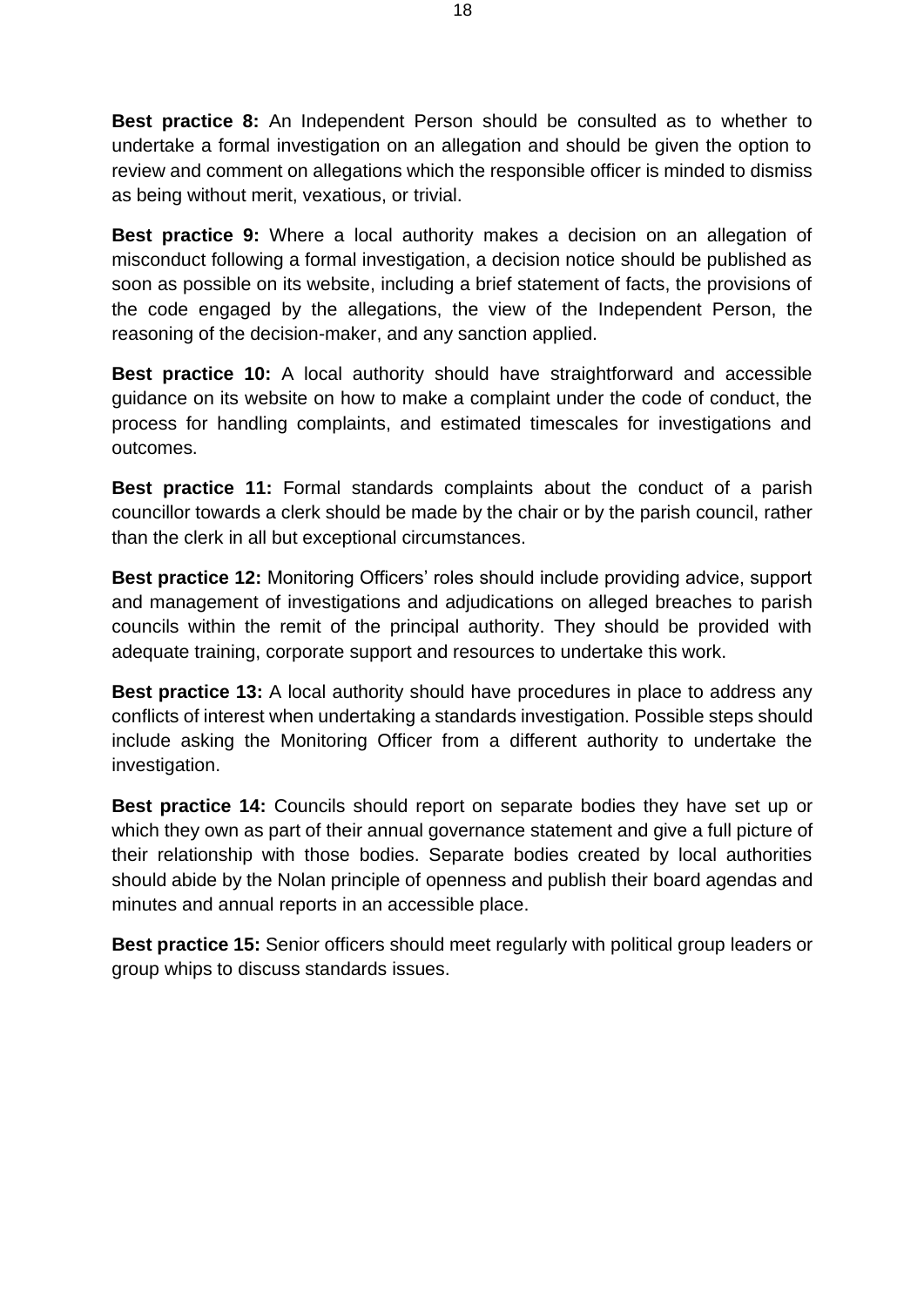**Best practice 8:** An Independent Person should be consulted as to whether to undertake a formal investigation on an allegation and should be given the option to review and comment on allegations which the responsible officer is minded to dismiss as being without merit, vexatious, or trivial.

**Best practice 9:** Where a local authority makes a decision on an allegation of misconduct following a formal investigation, a decision notice should be published as soon as possible on its website, including a brief statement of facts, the provisions of the code engaged by the allegations, the view of the Independent Person, the reasoning of the decision-maker, and any sanction applied.

**Best practice 10:** A local authority should have straightforward and accessible guidance on its website on how to make a complaint under the code of conduct, the process for handling complaints, and estimated timescales for investigations and outcomes.

**Best practice 11:** Formal standards complaints about the conduct of a parish councillor towards a clerk should be made by the chair or by the parish council, rather than the clerk in all but exceptional circumstances.

**Best practice 12:** Monitoring Officers' roles should include providing advice, support and management of investigations and adjudications on alleged breaches to parish councils within the remit of the principal authority. They should be provided with adequate training, corporate support and resources to undertake this work.

**Best practice 13:** A local authority should have procedures in place to address any conflicts of interest when undertaking a standards investigation. Possible steps should include asking the Monitoring Officer from a different authority to undertake the investigation.

**Best practice 14:** Councils should report on separate bodies they have set up or which they own as part of their annual governance statement and give a full picture of their relationship with those bodies. Separate bodies created by local authorities should abide by the Nolan principle of openness and publish their board agendas and minutes and annual reports in an accessible place.

**Best practice 15:** Senior officers should meet regularly with political group leaders or group whips to discuss standards issues.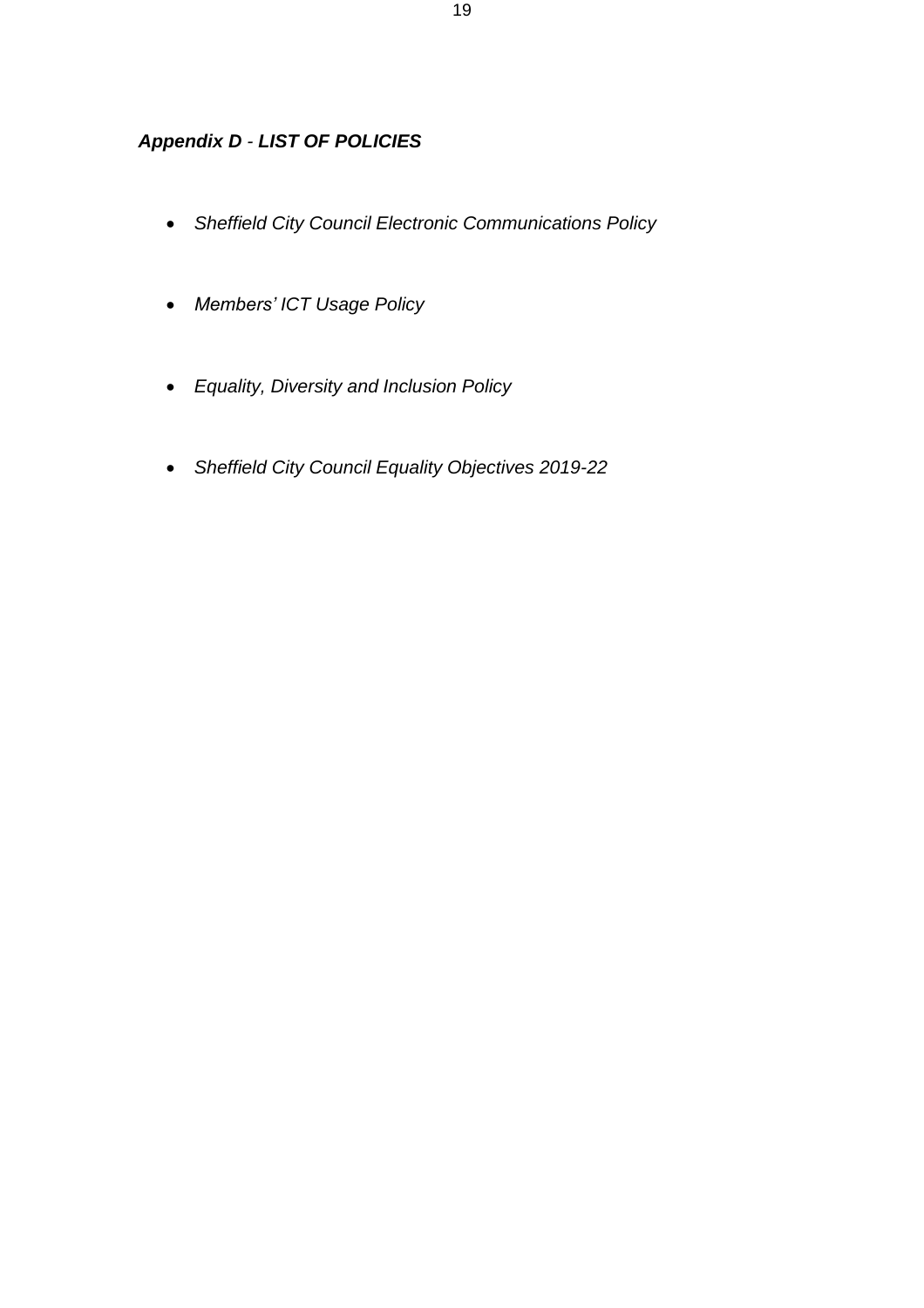## *Appendix D - LIST OF POLICIES*

- *Sheffield City Council Electronic Communications Policy*
- *Members' ICT Usage Policy*
- *Equality, Diversity and Inclusion Policy*
- *Sheffield City Council Equality Objectives 2019-22*